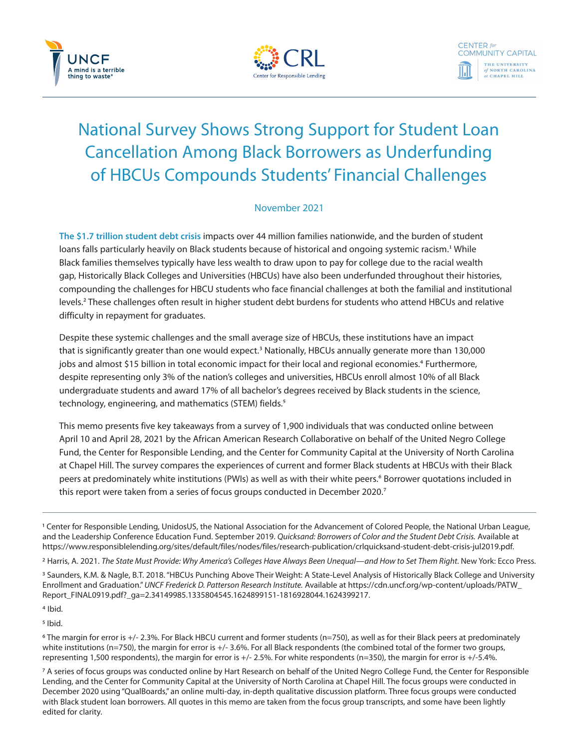# National Survey Shows Strong Support for Student Loan Cancellation Among Black Borrowers as Underfunding of HBCUs Compounds Students' Financial Challenges

November 2021

**The $1.7 trillion student debt crisis** impacts over 44 million families nationwide, and the burden of student loans falls particularly heavily on Black students because of historical and ongoing systemic racism.[1] While Black families themselves typically have less wealth to draw upon to pay for college due to the racial wealth gap, Historically Black Colleges and Universities (HBCUs) have also been underfunded throughout their histories, compounding the challenges for HBCU students who face financial challenges at both the familial and institutional levels.[2] These challenges often result in higher student debt burdens for students who attend HBCUs and relative difficulty in repayment for graduates.

Despite these systemic challenges and the small average size of HBCUs, these institutions have an impact that is significantly greater than one would expect.[3] Nationally, HBCUs annually generate more than 130,000 jobs and almost $15 billion in total economic impact for their local and regional economies.[4] Furthermore, despite representing only 3% of the nation's colleges and universities, HBCUs enroll almost 10% of all Black undergraduate students and award 17% of all bachelor's degrees received by Black students in the science, technology, engineering, and mathematics (STEM) fields.[5]

This memo presents five key takeaways from a survey of 1,900 individuals that was conducted online between April 10 and April 28, 2021 by the African American Research Collaborative on behalf of the United Negro College Fund, the Center for Responsible Lending, and the Center for Community Capital at the University of North Carolina at Chapel Hill. The survey compares the experiences of current and former Black students at HBCUs with their Black peers at predominately white institutions (PWIs) as well as with their white peers.[6] Borrower quotations included in this report were taken from a series of focus groups conducted in December 2020.[7]

---

[1] Center for Responsible Lending, UnidosUS, the National Association for the Advancement of Colored People, the National Urban League, and the Leadership Conference Education Fund. September 2019. *Quicksand: Borrowers of Color and the Student Debt Crisis.* Available at https://www.responsiblelending.org/sites/default/files/nodes/files/research-publication/crlquicksand-student-debt-crisis-jul2019.pdf.

[2] Harris, A. 2021. *The State Must Provide: Why America's Colleges Have Always Been Unequal—and How to Set Them Right.* New York: Ecco Press.

[3] Saunders, K.M. & Nagle, B.T. 2018. "HBCUs Punching Above Their Weight: A State-Level Analysis of Historically Black College and University Enrollment and Graduation." *UNCF Frederick D. Patterson Research Institute.* Available at https://cdn.uncf.org/wp-content/uploads/PATW_Report_FINAL0919.pdf?_ga=2.34149985.1335804545.1624899151-1816928044.1624399217.

[4] Ibid.

[5] Ibid.

[6] The margin for error is +/- 2.3%. For Black HBCU current and former students (n=750), as well as for their Black peers at predominately white institutions (n=750), the margin for error is +/- 3.6%. For all Black respondents (the combined total of the former two groups, representing 1,500 respondents), the margin for error is +/- 2.5%. For white respondents (n=350), the margin for error is +/-5.4%.

[7] A series of focus groups was conducted online by Hart Research on behalf of the United Negro College Fund, the Center for Responsible Lending, and the Center for Community Capital at the University of North Carolina at Chapel Hill. The focus groups were conducted in December 2020 using "QualBoards," an online multi-day, in-depth qualitative discussion platform. Three focus groups were conducted with Black student loan borrowers. All quotes in this memo are taken from the focus group transcripts, and some have been lightly edited for clarity.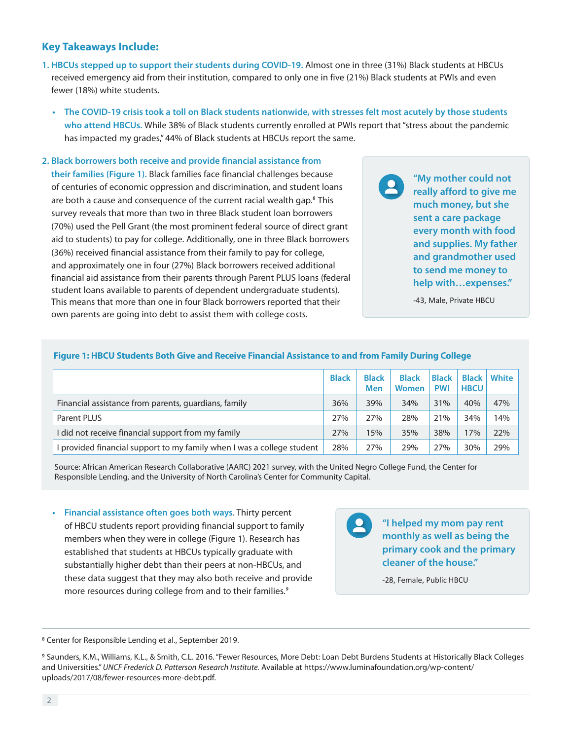## Key Takeaways Include:

1. **HBCUs stepped up to support their students during COVID-19.** Almost one in three (31%) Black students at HBCUs received emergency aid from their institution, compared to only one in five (21%) Black students at PWIs and even fewer (18%) white students.

   - **The COVID-19 crisis took a toll on Black students nationwide, with stresses felt most acutely by those students who attend HBCUs.** While 38% of Black students currently enrolled at PWIs report that "stress about the pandemic has impacted my grades," 44% of Black students at HBCUs report the same.

2. **Black borrowers both receive and provide financial assistance from their families (Figure 1).** Black families face financial challenges because of centuries of economic oppression and discrimination, and student loans are both a cause and consequence of the current racial wealth gap.[8] This survey reveals that more than two in three Black student loan borrowers (70%) used the Pell Grant (the most prominent federal source of direct grant aid to students) to pay for college. Additionally, one in three Black borrowers (36%) received financial assistance from their family to pay for college, and approximately one in four (27%) Black borrowers received additional financial aid assistance from their parents through Parent PLUS loans (federal student loans available to parents of dependent undergraduate students). This means that more than one in four Black borrowers reported that their own parents are going into debt to assist them with college costs.

> **"My mother could not really afford to give me much money, but she sent a care package every month with food and supplies. My father and grandmother used to send me money to help with…expenses."**
>
> -43, Male, Private HBCU

**Figure 1: HBCU Students Both Give and Receive Financial Assistance to and from Family During College**

| | Black | Black Men | Black Women | Black PWI | Black HBCU | White |
|---|---|---|---|---|---|---|
| Financial assistance from parents, guardians, family | 36% | 39% | 34% | 31% | 40% | 47% |
| Parent PLUS | 27% | 27% | 28% | 21% | 34% | 14% |
| I did not receive financial support from my family | 27% | 15% | 35% | 38% | 17% | 22% |
| I provided financial support to my family when I was a college student | 28% | 27% | 29% | 27% | 30% | 29% |

Source: African American Research Collaborative (AARC) 2021 survey, with the United Negro College Fund, the Center for Responsible Lending, and the University of North Carolina's Center for Community Capital.

   - **Financial assistance often goes both ways.** Thirty percent of HBCU students report providing financial support to family members when they were in college (Figure 1). Research has established that students at HBCUs typically graduate with substantially higher debt than their peers at non-HBCUs, and these data suggest that they may also both receive and provide more resources during college from and to their families.[9]

> **"I helped my mom pay rent monthly as well as being the primary cook and the primary cleaner of the house."**
>
> -28, Female, Public HBCU

---

[8] Center for Responsible Lending et al., September 2019.

[9] Saunders, K.M., Williams, K.L., & Smith, C.L. 2016. "Fewer Resources, More Debt: Loan Debt Burdens Students at Historically Black Colleges and Universities." *UNCF Frederick D. Patterson Research Institute.* Available at https://www.luminafoundation.org/wp-content/uploads/2017/08/fewer-resources-more-debt.pdf.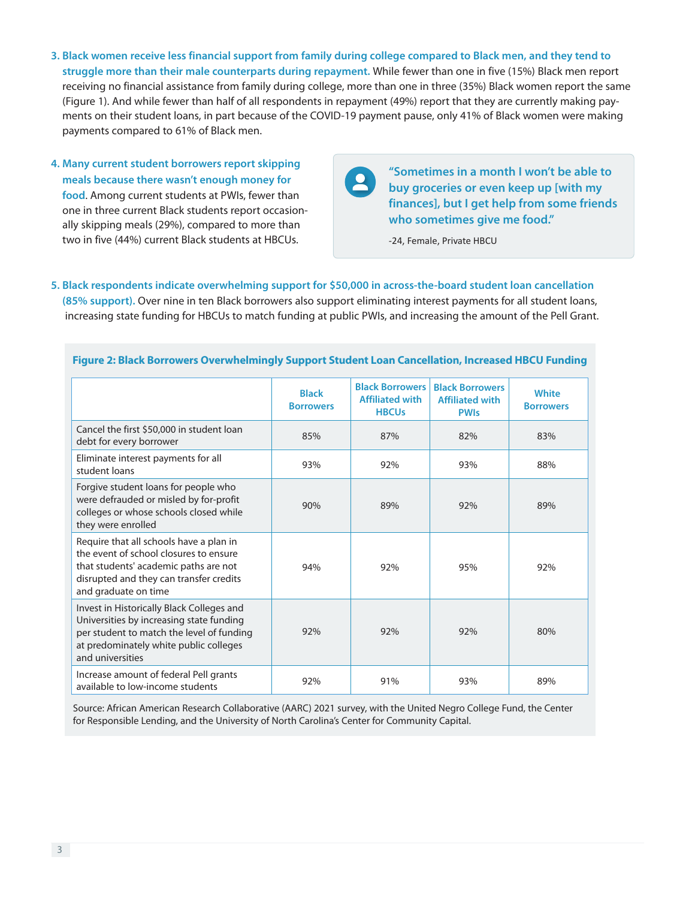3. **Black women receive less financial support from family during college compared to Black men, and they tend to struggle more than their male counterparts during repayment.** While fewer than one in five (15%) Black men report receiving no financial assistance from family during college, more than one in three (35%) Black women report the same (Figure 1). And while fewer than half of all respondents in repayment (49%) report that they are currently making payments on their student loans, in part because of the COVID-19 payment pause, only 41% of Black women were making payments compared to 61% of Black men.

4. **Many current student borrowers report skipping meals because there wasn't enough money for food.** Among current students at PWIs, fewer than one in three current Black students report occasionally skipping meals (29%), compared to more than two in five (44%) current Black students at HBCUs.

> **"Sometimes in a month I won't be able to buy groceries or even keep up [with my finances], but I get help from some friends who sometimes give me food."**
>
> -24, Female, Private HBCU

5. **Black respondents indicate overwhelming support for $50,000 in across-the-board student loan cancellation (85% support).** Over nine in ten Black borrowers also support eliminating interest payments for all student loans, increasing state funding for HBCUs to match funding at public PWIs, and increasing the amount of the Pell Grant.

**Figure 2: Black Borrowers Overwhelmingly Support Student Loan Cancellation, Increased HBCU Funding**

| | Black Borrowers | Black Borrowers Affiliated with HBCUs | Black Borrowers Affiliated with PWIs | White Borrowers |
|---|---|---|---|---|
| Cancel the first $50,000 in student loan debt for every borrower | 85% | 87% | 82% | 83% |
| Eliminate interest payments for all student loans | 93% | 92% | 93% | 88% |
| Forgive student loans for people who were defrauded or misled by for-profit colleges or whose schools closed while they were enrolled | 90% | 89% | 92% | 89% |
| Require that all schools have a plan in the event of school closures to ensure that students' academic paths are not disrupted and they can transfer credits and graduate on time | 94% | 92% | 95% | 92% |
| Invest in Historically Black Colleges and Universities by increasing state funding per student to match the level of funding at predominately white public colleges and universities | 92% | 92% | 92% | 80% |
| Increase amount of federal Pell grants available to low-income students | 92% | 91% | 93% | 89% |

Source: African American Research Collaborative (AARC) 2021 survey, with the United Negro College Fund, the Center for Responsible Lending, and the University of North Carolina's Center for Community Capital.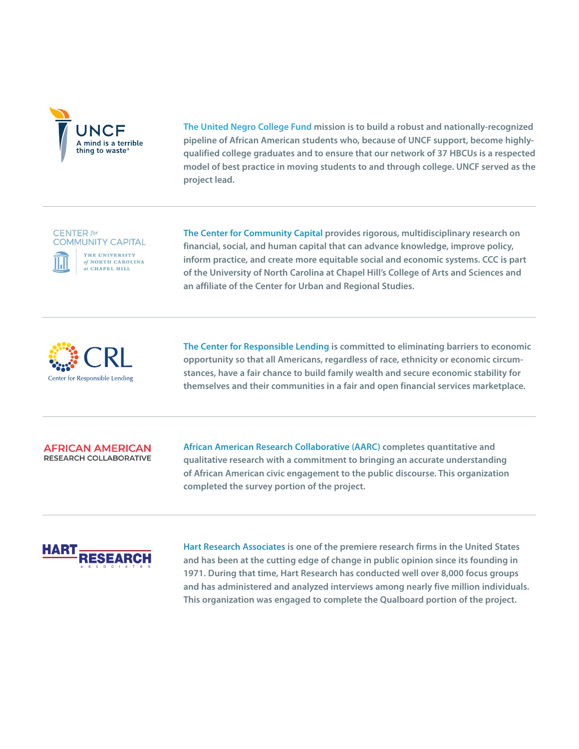UNCF
A mind is a terrible thing to waste®

**The United Negro College Fund** mission is to build a robust and nationally-recognized pipeline of African American students who, because of UNCF support, become highly-qualified college graduates and to ensure that our network of 37 HBCUs is a respected model of best practice in moving students to and through college. UNCF served as the project lead.

---

CENTER for COMMUNITY CAPITAL
THE UNIVERSITY of NORTH CAROLINA at CHAPEL HILL

**The Center for Community Capital** provides rigorous, multidisciplinary research on financial, social, and human capital that can advance knowledge, improve policy, inform practice, and create more equitable social and economic systems. CCC is part of the University of North Carolina at Chapel Hill's College of Arts and Sciences and an affiliate of the Center for Urban and Regional Studies.

---

CRL
Center for Responsible Lending

**The Center for Responsible Lending** is committed to eliminating barriers to economic opportunity so that all Americans, regardless of race, ethnicity or economic circumstances, have a fair chance to build family wealth and secure economic stability for themselves and their communities in a fair and open financial services marketplace.

---

AFRICAN AMERICAN
RESEARCH COLLABORATIVE

**African American Research Collaborative (AARC)** completes quantitative and qualitative research with a commitment to bringing an accurate understanding of African American civic engagement to the public discourse. This organization completed the survey portion of the project.

---

HART RESEARCH
ASSOCIATES

**Hart Research Associates** is one of the premiere research firms in the United States and has been at the cutting edge of change in public opinion since its founding in 1971. During that time, Hart Research has conducted well over 8,000 focus groups and has administered and analyzed interviews among nearly five million individuals. This organization was engaged to complete the Qualboard portion of the project.